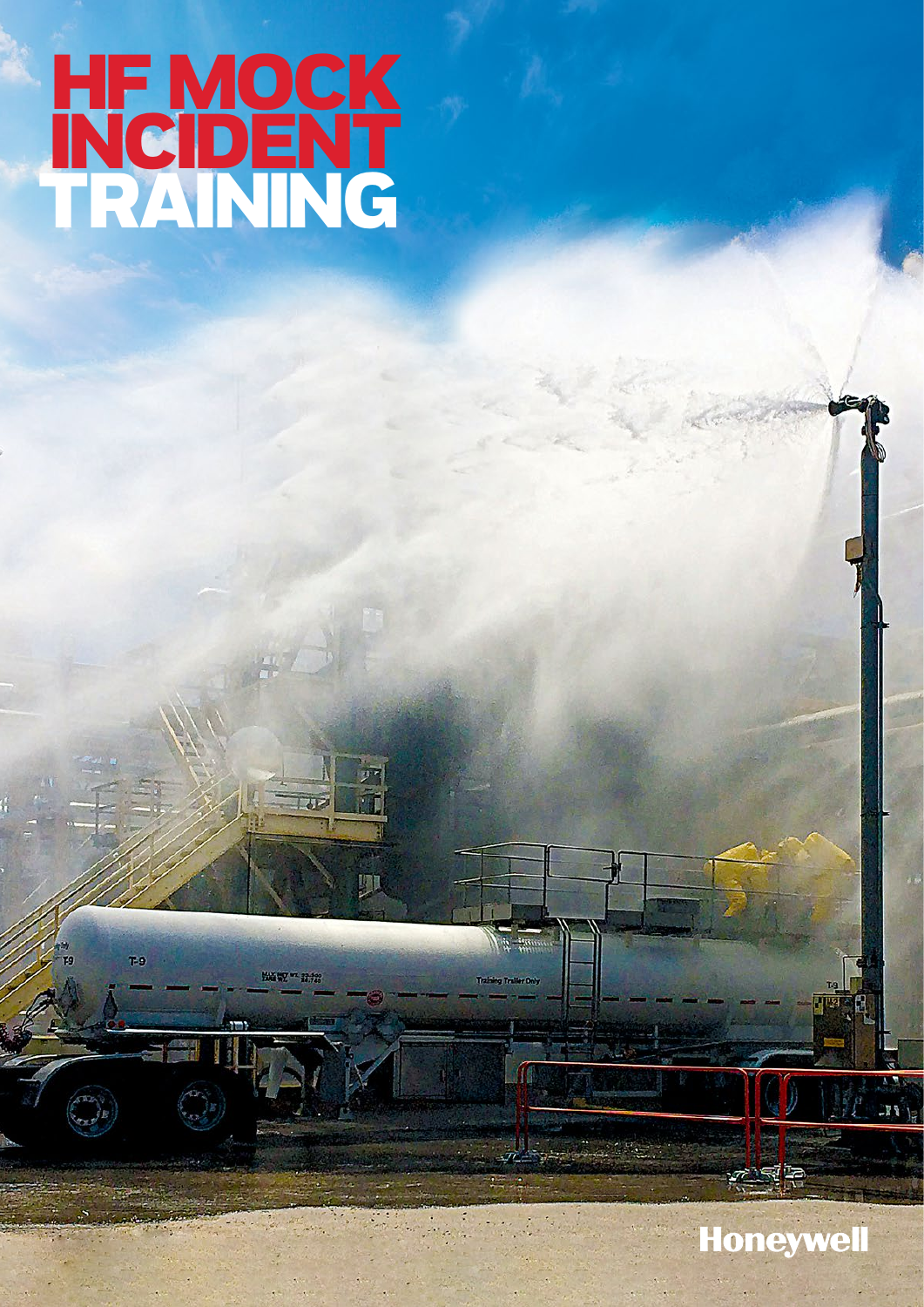# HF MOCK INCIDENT TRAINING

Honeywell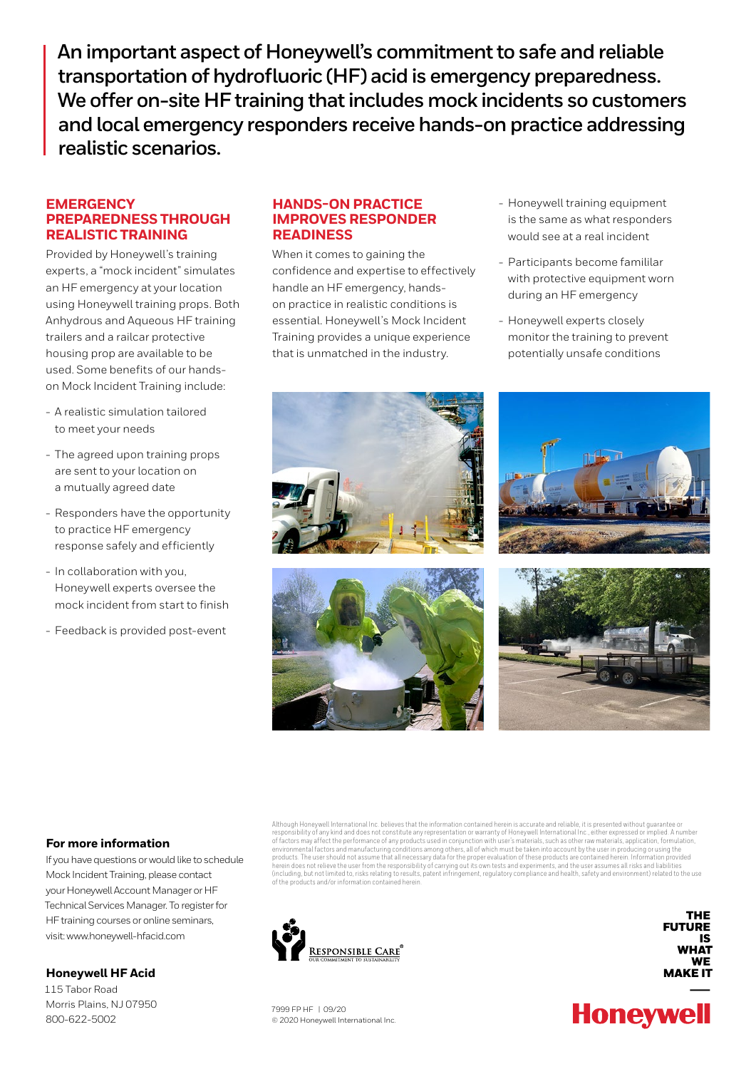An important aspect of Honeywell's commitment to safe and reliable transportation of hydrofluoric (HF) acid is emergency preparedness. We offer on-site HF training that includes mock incidents so customers and local emergency responders receive hands-on practice addressing realistic scenarios.

## EMERGENCY PREPAREDNESS THROUGH REALISTIC TRAINING

Provided by Honeywell's training experts, a "mock incident" simulates an HF emergency at your location using Honeywell training props. Both Anhydrous and Aqueous HF training trailers and a railcar protective housing prop are available to be used. Some benefits of our hands-on Mock Incident Training include:

- A realistic simulation tailored to meet your needs
- The agreed upon training props are sent to your location on a mutually agreed date
- Responders have the opportunity to practice HF emergency response safely and efficiently
- In collaboration with you, Honeywell experts oversee the mock incident from start to finish
- Feedback is provided post-event

## HANDS-ON PRACTICE IMPROVES RESPONDER READINESS

When it comes to gaining the confidence and expertise to effectively handle an HF emergency, hands-on practice in realistic conditions is essential. Honeywell's Mock Incident Training provides a unique experience that is unmatched in the industry.

- Honeywell training equipment is the same as what responders would see at a real incident
- Participants become familiar with protective equipment worn during an HF emergency
- Honeywell experts closely monitor the training to prevent potentially unsafe conditions

### For more information

If you have questions or would like to schedule Mock Incident Training, please contact your Honeywell Account Manager or HF Technical Services Manager. To register for HF training courses or online seminars, visit: www.honeywell-hfacid.com

### Honeywell HF Acid

115 Tabor Road
Morris Plains, NJ 07950
800-622-5002

Although Honeywell International Inc. believes that the information contained herein is accurate and reliable, it is presented without guarantee or responsibility of any kind and does not constitute any representation or warranty of Honeywell International Inc., either expressed or implied. A number of factors may affect the performance of any products used in conjunction with user's materials, such as other raw materials, application, formulation, environmental factors and manufacturing conditions among others, all of which must be taken into account by the user in producing or using the products. The user should not assume that all necessary data for the proper evaluation of these products are contained herein. Information provided herein does not relieve the user from the responsibility of carrying out its own tests and experiments, and the user assumes all risks and liabilities (including, but not limited to, risks relating to results, patent infringement, regulatory compliance and health, safety and environment) related to the use of the products and/or information contained herein.

RESPONSIBLE CARE®
OUR COMMITMENT TO SUSTAINABILITY

7999 FP HF | 09/20
© 2020 Honeywell International Inc.

THE FUTURE IS WHAT WE MAKE IT

Honeywell